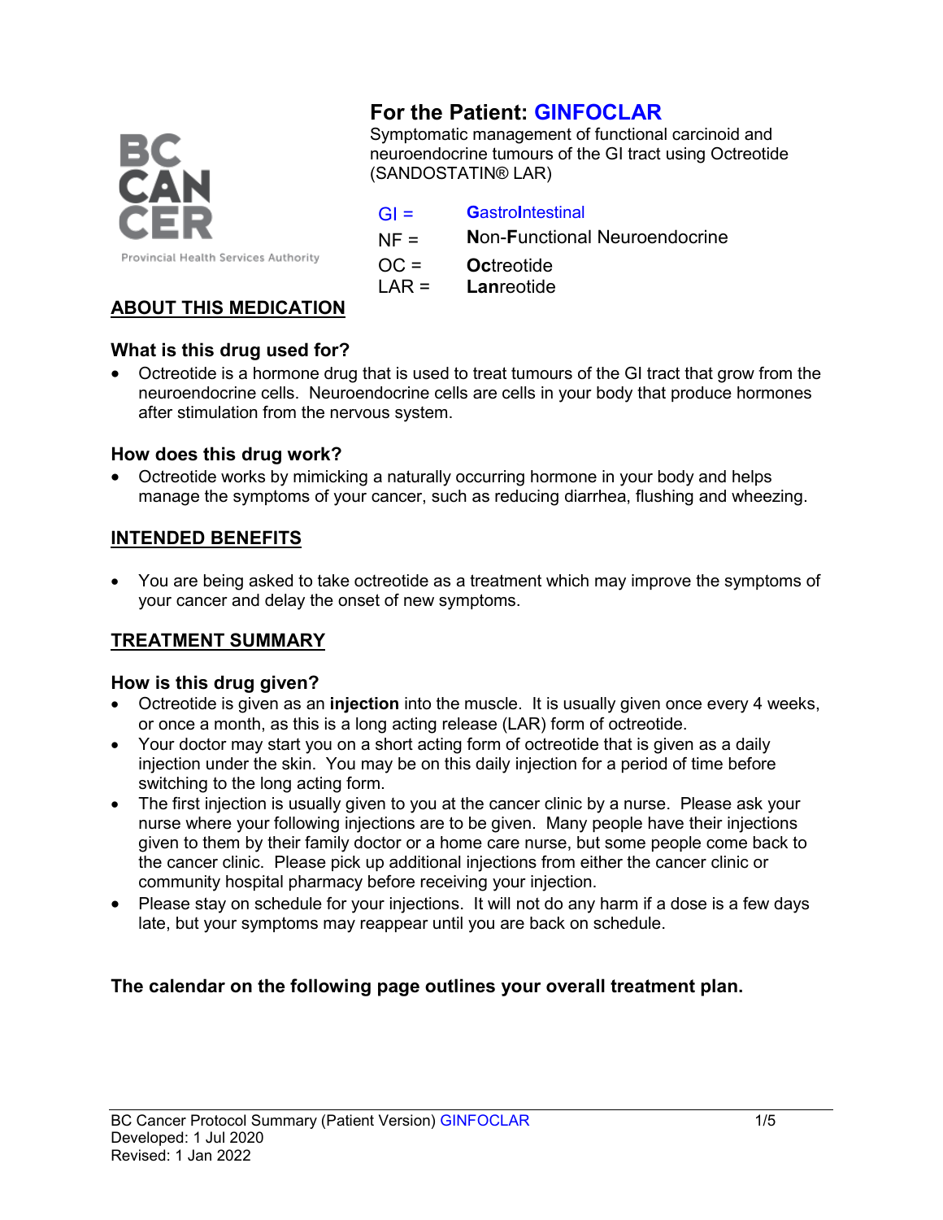# For the Patient: GINFOCLAR

Symptomatic management of functional carcinoid and neuroendocrine tumours of the GI tract using Octreotide (SANDOSTATIN® LAR)

| | |
|---|---|
| GI = | **G**astro**I**ntestinal |
| NF = | **N**on-**F**unctional Neuroendocrine |
| OC = | **Oc**treotide |
| LAR = | **Lan**reotide |

## ABOUT THIS MEDICATION

### What is this drug used for?

- Octreotide is a hormone drug that is used to treat tumours of the GI tract that grow from the neuroendocrine cells. Neuroendocrine cells are cells in your body that produce hormones after stimulation from the nervous system.

### How does this drug work?

- Octreotide works by mimicking a naturally occurring hormone in your body and helps manage the symptoms of your cancer, such as reducing diarrhea, flushing and wheezing.

## INTENDED BENEFITS

- You are being asked to take octreotide as a treatment which may improve the symptoms of your cancer and delay the onset of new symptoms.

## TREATMENT SUMMARY

### How is this drug given?

- Octreotide is given as an **injection** into the muscle. It is usually given once every 4 weeks, or once a month, as this is a long acting release (LAR) form of octreotide.
- Your doctor may start you on a short acting form of octreotide that is given as a daily injection under the skin. You may be on this daily injection for a period of time before switching to the long acting form.
- The first injection is usually given to you at the cancer clinic by a nurse. Please ask your nurse where your following injections are to be given. Many people have their injections given to them by their family doctor or a home care nurse, but some people come back to the cancer clinic. Please pick up additional injections from either the cancer clinic or community hospital pharmacy before receiving your injection.
- Please stay on schedule for your injections. It will not do any harm if a dose is a few days late, but your symptoms may reappear until you are back on schedule.

**The calendar on the following page outlines your overall treatment plan.**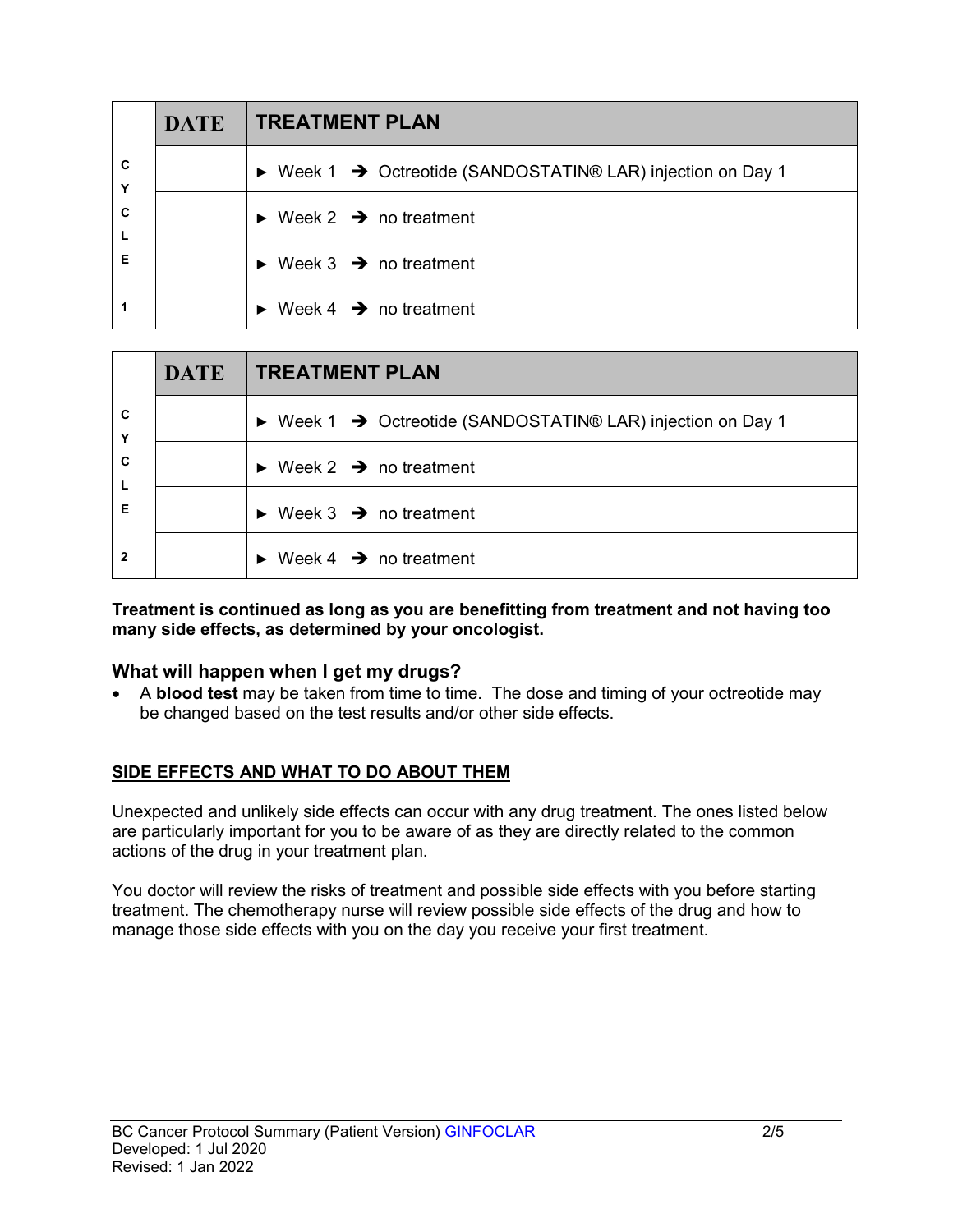| CYCLE 1 | DATE | TREATMENT PLAN |
|---|---|---|
| | | ► Week 1 ➔ Octreotide (SANDOSTATIN® LAR) injection on Day 1 |
| | | ► Week 2 ➔ no treatment |
| | | ► Week 3 ➔ no treatment |
| | | ► Week 4 ➔ no treatment |

| CYCLE 2 | DATE | TREATMENT PLAN |
|---|---|---|
| | | ► Week 1 ➔ Octreotide (SANDOSTATIN® LAR) injection on Day 1 |
| | | ► Week 2 ➔ no treatment |
| | | ► Week 3 ➔ no treatment |
| | | ► Week 4 ➔ no treatment |

**Treatment is continued as long as you are benefitting from treatment and not having too many side effects, as determined by your oncologist.**

### What will happen when I get my drugs?

- A **blood test** may be taken from time to time. The dose and timing of your octreotide may be changed based on the test results and/or other side effects.

## SIDE EFFECTS AND WHAT TO DO ABOUT THEM

Unexpected and unlikely side effects can occur with any drug treatment. The ones listed below are particularly important for you to be aware of as they are directly related to the common actions of the drug in your treatment plan.

You doctor will review the risks of treatment and possible side effects with you before starting treatment. The chemotherapy nurse will review possible side effects of the drug and how to manage those side effects with you on the day you receive your first treatment.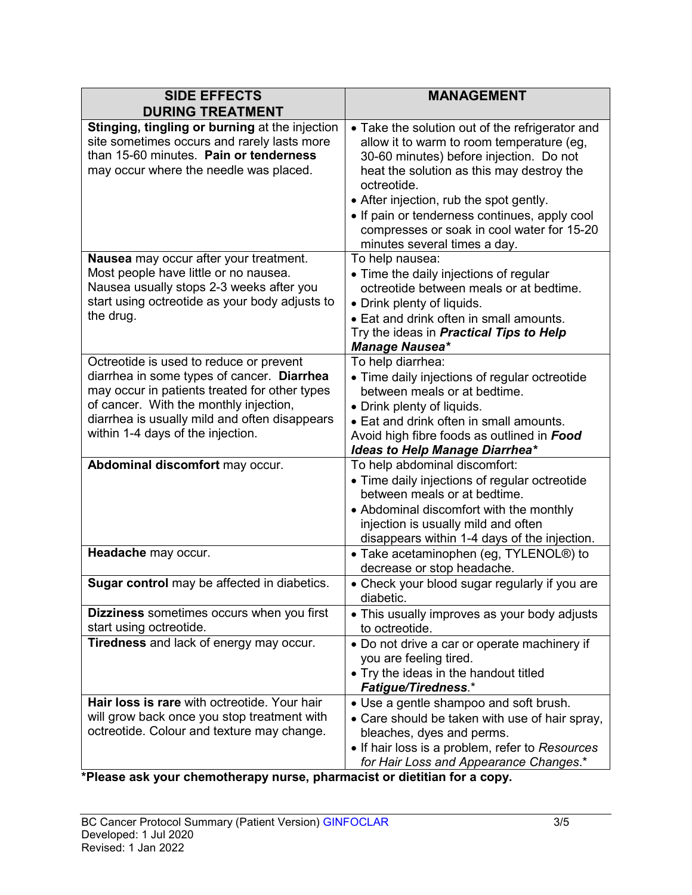| SIDE EFFECTS DURING TREATMENT | MANAGEMENT |
| --- | --- |
| **Stinging, tingling or burning** at the injection site sometimes occurs and rarely lasts more than 15-60 minutes. **Pain or tenderness** may occur where the needle was placed. | • Take the solution out of the refrigerator and allow it to warm to room temperature (eg, 30-60 minutes) before injection. Do not heat the solution as this may destroy the octreotide.<br>• After injection, rub the spot gently.<br>• If pain or tenderness continues, apply cool compresses or soak in cool water for 15-20 minutes several times a day. |
| **Nausea** may occur after your treatment. Most people have little or no nausea. Nausea usually stops 2-3 weeks after you start using octreotide as your body adjusts to the drug. | To help nausea:<br>• Time the daily injections of regular octreotide between meals or at bedtime.<br>• Drink plenty of liquids.<br>• Eat and drink often in small amounts.<br>Try the ideas in ***Practical Tips to Help Manage Nausea**** |
| Octreotide is used to reduce or prevent diarrhea in some types of cancer. **Diarrhea** may occur in patients treated for other types of cancer. With the monthly injection, diarrhea is usually mild and often disappears within 1-4 days of the injection. | To help diarrhea:<br>• Time daily injections of regular octreotide between meals or at bedtime.<br>• Drink plenty of liquids.<br>• Eat and drink often in small amounts.<br>Avoid high fibre foods as outlined in ***Food Ideas to Help Manage Diarrhea**** |
| **Abdominal discomfort** may occur. | To help abdominal discomfort:<br>• Time daily injections of regular octreotide between meals or at bedtime.<br>• Abdominal discomfort with the monthly injection is usually mild and often disappears within 1-4 days of the injection. |
| **Headache** may occur. | • Take acetaminophen (eg, TYLENOL®) to decrease or stop headache. |
| **Sugar control** may be affected in diabetics. | • Check your blood sugar regularly if you are diabetic. |
| **Dizziness** sometimes occurs when you first start using octreotide. | • This usually improves as your body adjusts to octreotide. |
| **Tiredness** and lack of energy may occur. | • Do not drive a car or operate machinery if you are feeling tired.<br>• Try the ideas in the handout titled ***Fatigue/Tiredness***.* |
| **Hair loss is rare** with octreotide. Your hair will grow back once you stop treatment with octreotide. Colour and texture may change. | • Use a gentle shampoo and soft brush.<br>• Care should be taken with use of hair spray, bleaches, dyes and perms.<br>• If hair loss is a problem, refer to *Resources for Hair Loss and Appearance Changes*.* |

**\*Please ask your chemotherapy nurse, pharmacist or dietitian for a copy.**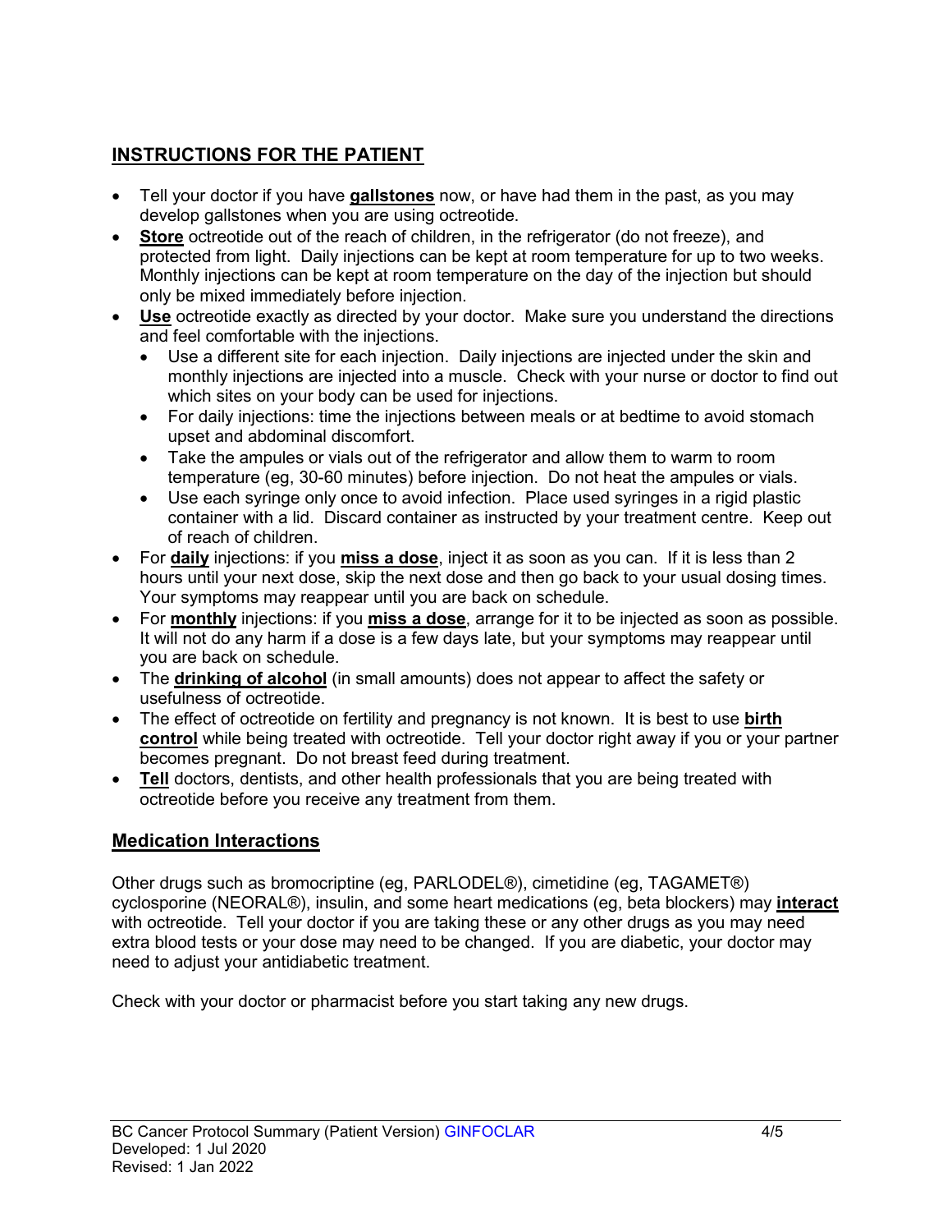## INSTRUCTIONS FOR THE PATIENT

- Tell your doctor if you have **gallstones** now, or have had them in the past, as you may develop gallstones when you are using octreotide.
- **Store** octreotide out of the reach of children, in the refrigerator (do not freeze), and protected from light. Daily injections can be kept at room temperature for up to two weeks. Monthly injections can be kept at room temperature on the day of the injection but should only be mixed immediately before injection.
- **Use** octreotide exactly as directed by your doctor. Make sure you understand the directions and feel comfortable with the injections.
  - Use a different site for each injection. Daily injections are injected under the skin and monthly injections are injected into a muscle. Check with your nurse or doctor to find out which sites on your body can be used for injections.
  - For daily injections: time the injections between meals or at bedtime to avoid stomach upset and abdominal discomfort.
  - Take the ampules or vials out of the refrigerator and allow them to warm to room temperature (eg, 30-60 minutes) before injection. Do not heat the ampules or vials.
  - Use each syringe only once to avoid infection. Place used syringes in a rigid plastic container with a lid. Discard container as instructed by your treatment centre. Keep out of reach of children.
- For **daily** injections: if you **miss a dose**, inject it as soon as you can. If it is less than 2 hours until your next dose, skip the next dose and then go back to your usual dosing times. Your symptoms may reappear until you are back on schedule.
- For **monthly** injections: if you **miss a dose**, arrange for it to be injected as soon as possible. It will not do any harm if a dose is a few days late, but your symptoms may reappear until you are back on schedule.
- The **drinking of alcohol** (in small amounts) does not appear to affect the safety or usefulness of octreotide.
- The effect of octreotide on fertility and pregnancy is not known. It is best to use **birth control** while being treated with octreotide. Tell your doctor right away if you or your partner becomes pregnant. Do not breast feed during treatment.
- **Tell** doctors, dentists, and other health professionals that you are being treated with octreotide before you receive any treatment from them.

## Medication Interactions

Other drugs such as bromocriptine (eg, PARLODEL®), cimetidine (eg, TAGAMET®) cyclosporine (NEORAL®), insulin, and some heart medications (eg, beta blockers) may **interact** with octreotide. Tell your doctor if you are taking these or any other drugs as you may need extra blood tests or your dose may need to be changed. If you are diabetic, your doctor may need to adjust your antidiabetic treatment.

Check with your doctor or pharmacist before you start taking any new drugs.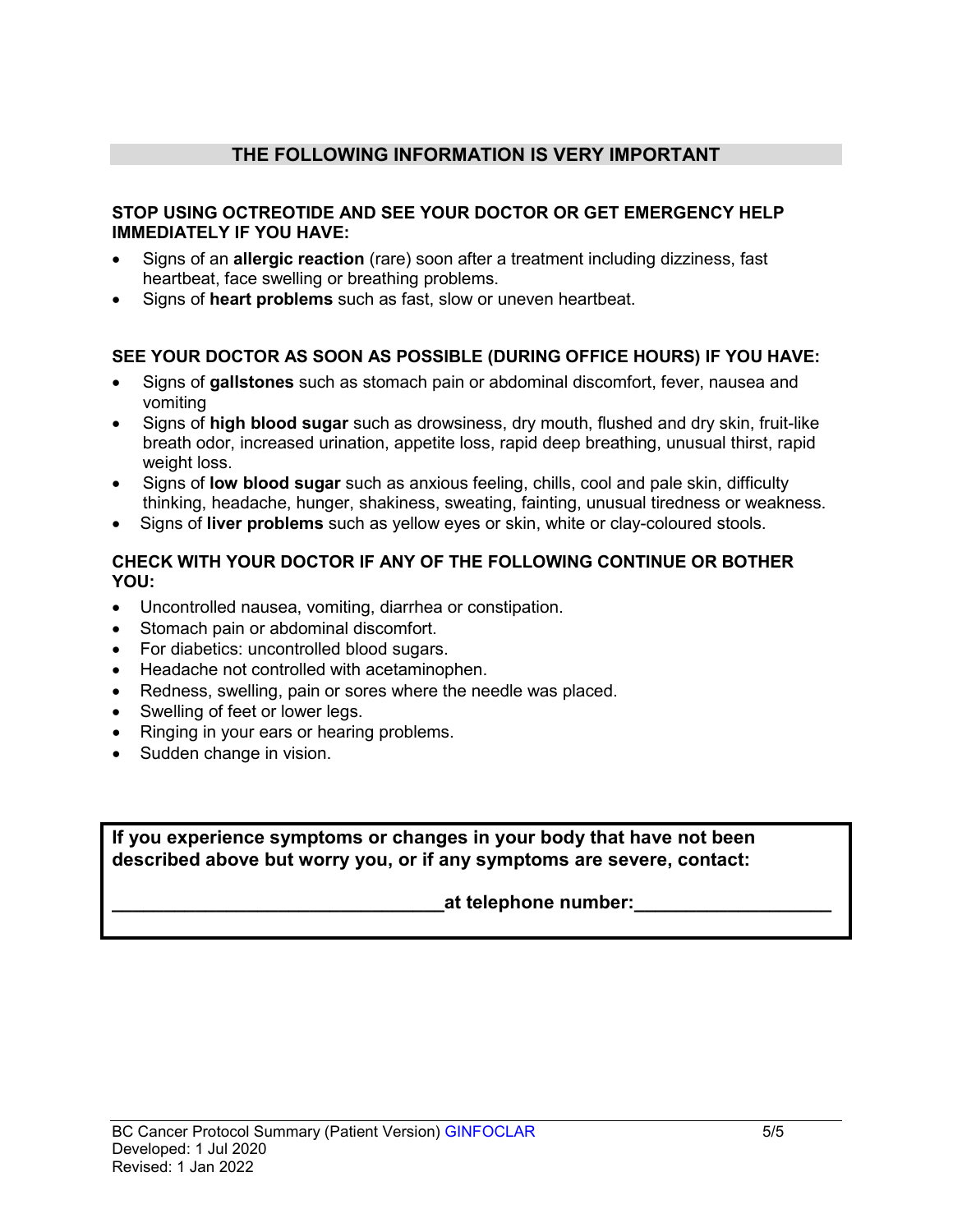## THE FOLLOWING INFORMATION IS VERY IMPORTANT

**STOP USING OCTREOTIDE AND SEE YOUR DOCTOR OR GET EMERGENCY HELP IMMEDIATELY IF YOU HAVE:**

- Signs of an **allergic reaction** (rare) soon after a treatment including dizziness, fast heartbeat, face swelling or breathing problems.
- Signs of **heart problems** such as fast, slow or uneven heartbeat.

**SEE YOUR DOCTOR AS SOON AS POSSIBLE (DURING OFFICE HOURS) IF YOU HAVE:**

- Signs of **gallstones** such as stomach pain or abdominal discomfort, fever, nausea and vomiting
- Signs of **high blood sugar** such as drowsiness, dry mouth, flushed and dry skin, fruit-like breath odor, increased urination, appetite loss, rapid deep breathing, unusual thirst, rapid weight loss.
- Signs of **low blood sugar** such as anxious feeling, chills, cool and pale skin, difficulty thinking, headache, hunger, shakiness, sweating, fainting, unusual tiredness or weakness.
- Signs of **liver problems** such as yellow eyes or skin, white or clay-coloured stools.

**CHECK WITH YOUR DOCTOR IF ANY OF THE FOLLOWING CONTINUE OR BOTHER YOU:**

- Uncontrolled nausea, vomiting, diarrhea or constipation.
- Stomach pain or abdominal discomfort.
- For diabetics: uncontrolled blood sugars.
- Headache not controlled with acetaminophen.
- Redness, swelling, pain or sores where the needle was placed.
- Swelling of feet or lower legs.
- Ringing in your ears or hearing problems.
- Sudden change in vision.

**If you experience symptoms or changes in your body that have not been described above but worry you, or if any symptoms are severe, contact:**

**________________________________at telephone number:___________________**

BC Cancer Protocol Summary (Patient Version) GINFOCLAR
Developed: 1 Jul 2020
Revised: 1 Jan 2022